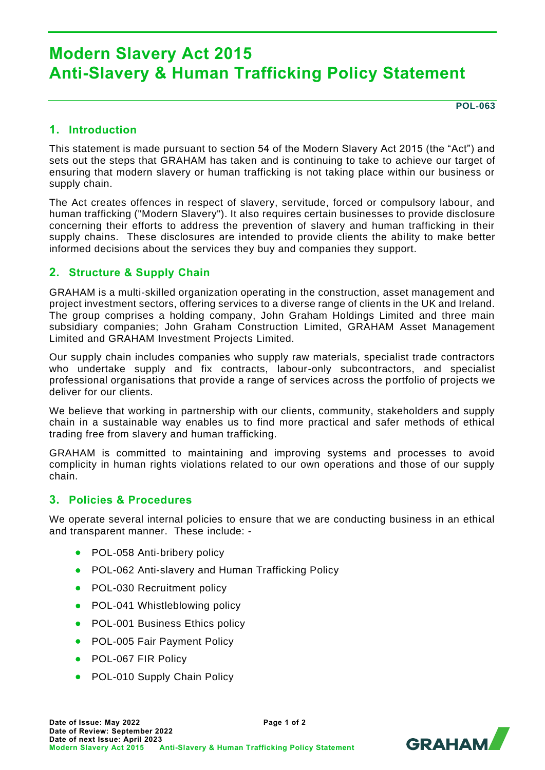# Modern Slavery Act 2015
# Anti-Slavery & Human Trafficking Policy Statement

**POL-063**

## 1. Introduction

This statement is made pursuant to section 54 of the Modern Slavery Act 2015 (the "Act") and sets out the steps that GRAHAM has taken and is continuing to take to achieve our target of ensuring that modern slavery or human trafficking is not taking place within our business or supply chain.

The Act creates offences in respect of slavery, servitude, forced or compulsory labour, and human trafficking ("Modern Slavery"). It also requires certain businesses to provide disclosure concerning their efforts to address the prevention of slavery and human trafficking in their supply chains. These disclosures are intended to provide clients the ability to make better informed decisions about the services they buy and companies they support.

## 2. Structure & Supply Chain

GRAHAM is a multi-skilled organization operating in the construction, asset management and project investment sectors, offering services to a diverse range of clients in the UK and Ireland. The group comprises a holding company, John Graham Holdings Limited and three main subsidiary companies; John Graham Construction Limited, GRAHAM Asset Management Limited and GRAHAM Investment Projects Limited.

Our supply chain includes companies who supply raw materials, specialist trade contractors who undertake supply and fix contracts, labour-only subcontractors, and specialist professional organisations that provide a range of services across the portfolio of projects we deliver for our clients.

We believe that working in partnership with our clients, community, stakeholders and supply chain in a sustainable way enables us to find more practical and safer methods of ethical trading free from slavery and human trafficking.

GRAHAM is committed to maintaining and improving systems and processes to avoid complicity in human rights violations related to our own operations and those of our supply chain.

## 3. Policies & Procedures

We operate several internal policies to ensure that we are conducting business in an ethical and transparent manner. These include: -

- POL-058 Anti-bribery policy
- POL-062 Anti-slavery and Human Trafficking Policy
- POL-030 Recruitment policy
- POL-041 Whistleblowing policy
- POL-001 Business Ethics policy
- POL-005 Fair Payment Policy
- POL-067 FIR Policy
- POL-010 Supply Chain Policy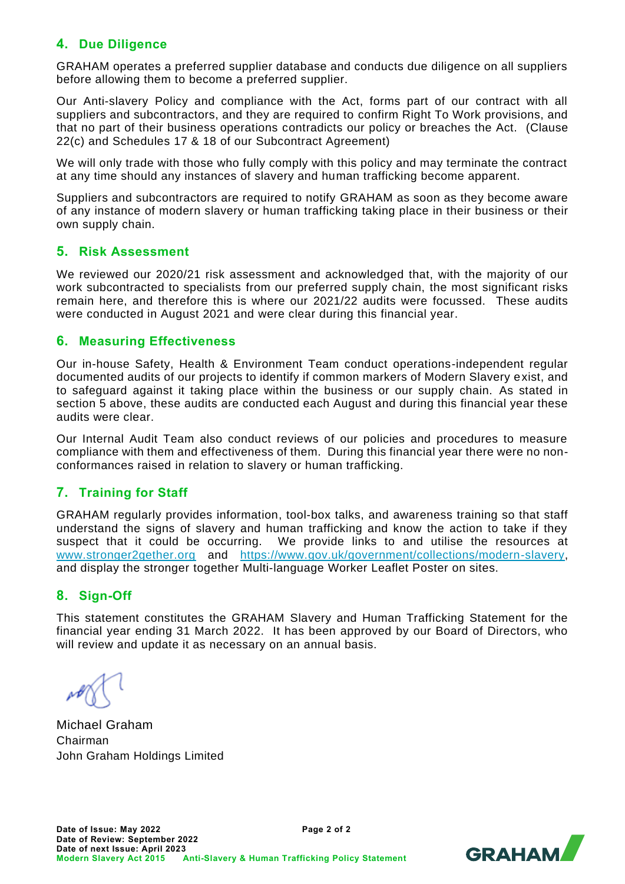## 4. Due Diligence

GRAHAM operates a preferred supplier database and conducts due diligence on all suppliers before allowing them to become a preferred supplier.

Our Anti-slavery Policy and compliance with the Act, forms part of our contract with all suppliers and subcontractors, and they are required to confirm Right To Work provisions, and that no part of their business operations contradicts our policy or breaches the Act. (Clause 22(c) and Schedules 17 & 18 of our Subcontract Agreement)

We will only trade with those who fully comply with this policy and may terminate the contract at any time should any instances of slavery and human trafficking become apparent.

Suppliers and subcontractors are required to notify GRAHAM as soon as they become aware of any instance of modern slavery or human trafficking taking place in their business or their own supply chain.

## 5. Risk Assessment

We reviewed our 2020/21 risk assessment and acknowledged that, with the majority of our work subcontracted to specialists from our preferred supply chain, the most significant risks remain here, and therefore this is where our 2021/22 audits were focussed. These audits were conducted in August 2021 and were clear during this financial year.

## 6. Measuring Effectiveness

Our in-house Safety, Health & Environment Team conduct operations-independent regular documented audits of our projects to identify if common markers of Modern Slavery exist, and to safeguard against it taking place within the business or our supply chain. As stated in section 5 above, these audits are conducted each August and during this financial year these audits were clear.

Our Internal Audit Team also conduct reviews of our policies and procedures to measure compliance with them and effectiveness of them. During this financial year there were no non-conformances raised in relation to slavery or human trafficking.

## 7. Training for Staff

GRAHAM regularly provides information, tool-box talks, and awareness training so that staff understand the signs of slavery and human trafficking and know the action to take if they suspect that it could be occurring. We provide links to and utilise the resources at www.stronger2gether.org and https://www.gov.uk/government/collections/modern-slavery, and display the stronger together Multi-language Worker Leaflet Poster on sites.

## 8. Sign-Off

This statement constitutes the GRAHAM Slavery and Human Trafficking Statement for the financial year ending 31 March 2022. It has been approved by our Board of Directors, who will review and update it as necessary on an annual basis.

Michael Graham
Chairman
John Graham Holdings Limited

**Date of Issue: May 2022**
**Date of Review: September 2022**
**Date of next Issue: April 2023**
**Modern Slavery Act 2015 Anti-Slavery & Human Trafficking Policy Statement**